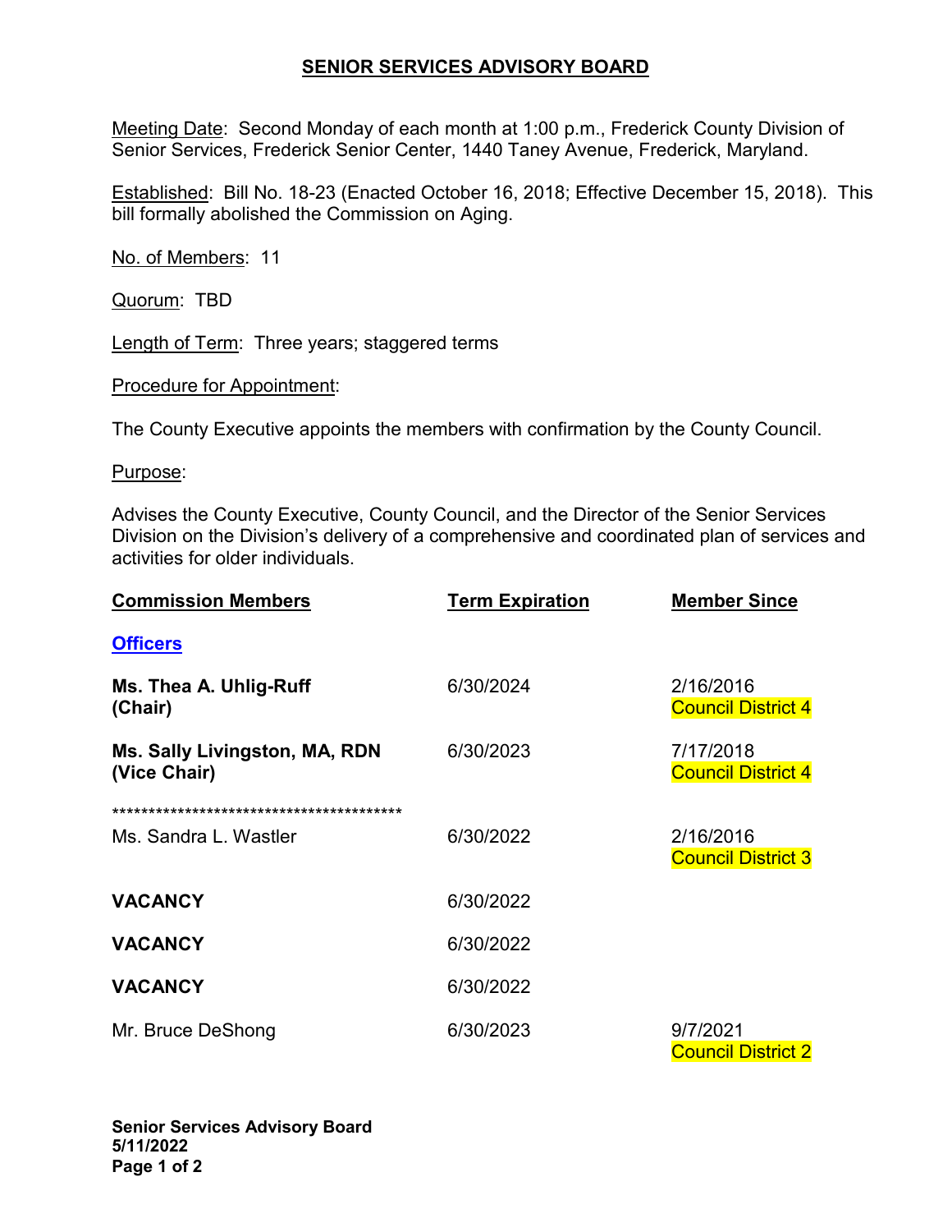# SENIOR SERVICES ADVISORY BOARD

Meeting Date: Second Monday of each month at 1:00 p.m., Frederick County Division of Senior Services, Frederick Senior Center, 1440 Taney Avenue, Frederick, Maryland.

Established: Bill No. 18-23 (Enacted October 16, 2018; Effective December 15, 2018). This bill formally abolished the Commission on Aging.

No. of Members: 11

Quorum: TBD

Length of Term: Three years; staggered terms

Procedure for Appointment:

The County Executive appoints the members with confirmation by the County Council.

Purpose:

Advises the County Executive, County Council, and the Director of the Senior Services Division on the Division's delivery of a comprehensive and coordinated plan of services and activities for older individuals.

| Commission Members | Term Expiration | Member Since |
|---|---|---|
| **Officers** | | |
| **Ms. Thea A. Uhlig-Ruff (Chair)** | 6/30/2024 | 2/16/2016 Council District 4 |
| **Ms. Sally Livingston, MA, RDN (Vice Chair)** | 6/30/2023 | 7/17/2018 Council District 4 |
| ****************************************** | | |
| Ms. Sandra L. Wastler | 6/30/2022 | 2/16/2016 Council District 3 |
| **VACANCY** | 6/30/2022 | |
| **VACANCY** | 6/30/2022 | |
| **VACANCY** | 6/30/2022 | |
| Mr. Bruce DeShong | 6/30/2023 | 9/7/2021 Council District 2 |

**Senior Services Advisory Board**
**5/11/2022**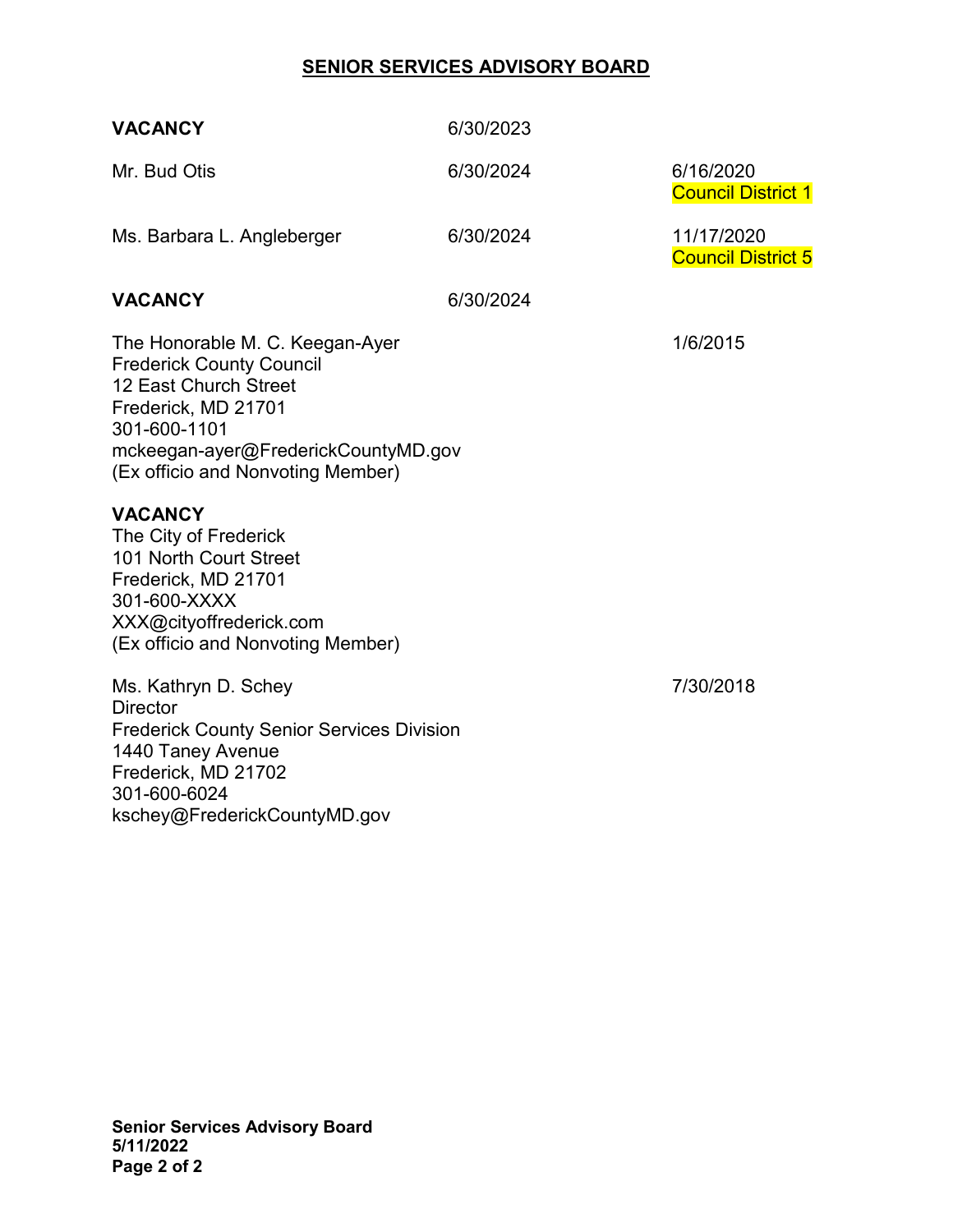# SENIOR SERVICES ADVISORY BOARD

| | | |
|---|---|---|
| **VACANCY** | 6/30/2023 | |
| Mr. Bud Otis | 6/30/2024 | 6/16/2020<br>Council District 1 |
| Ms. Barbara L. Angleberger | 6/30/2024 | 11/17/2020<br>Council District 5 |
| **VACANCY** | 6/30/2024 | |
| The Honorable M. C. Keegan-Ayer<br>Frederick County Council<br>12 East Church Street<br>Frederick, MD 21701<br>301-600-1101<br>mckeegan-ayer@FrederickCountyMD.gov<br>(Ex officio and Nonvoting Member) | | 1/6/2015 |
| **VACANCY**<br>The City of Frederick<br>101 North Court Street<br>Frederick, MD 21701<br>301-600-XXXX<br>XXX@cityoffrederick.com<br>(Ex officio and Nonvoting Member) | | |
| Ms. Kathryn D. Schey<br>Director<br>Frederick County Senior Services Division<br>1440 Taney Avenue<br>Frederick, MD 21702<br>301-600-6024<br>kschey@FrederickCountyMD.gov | | 7/30/2018 |